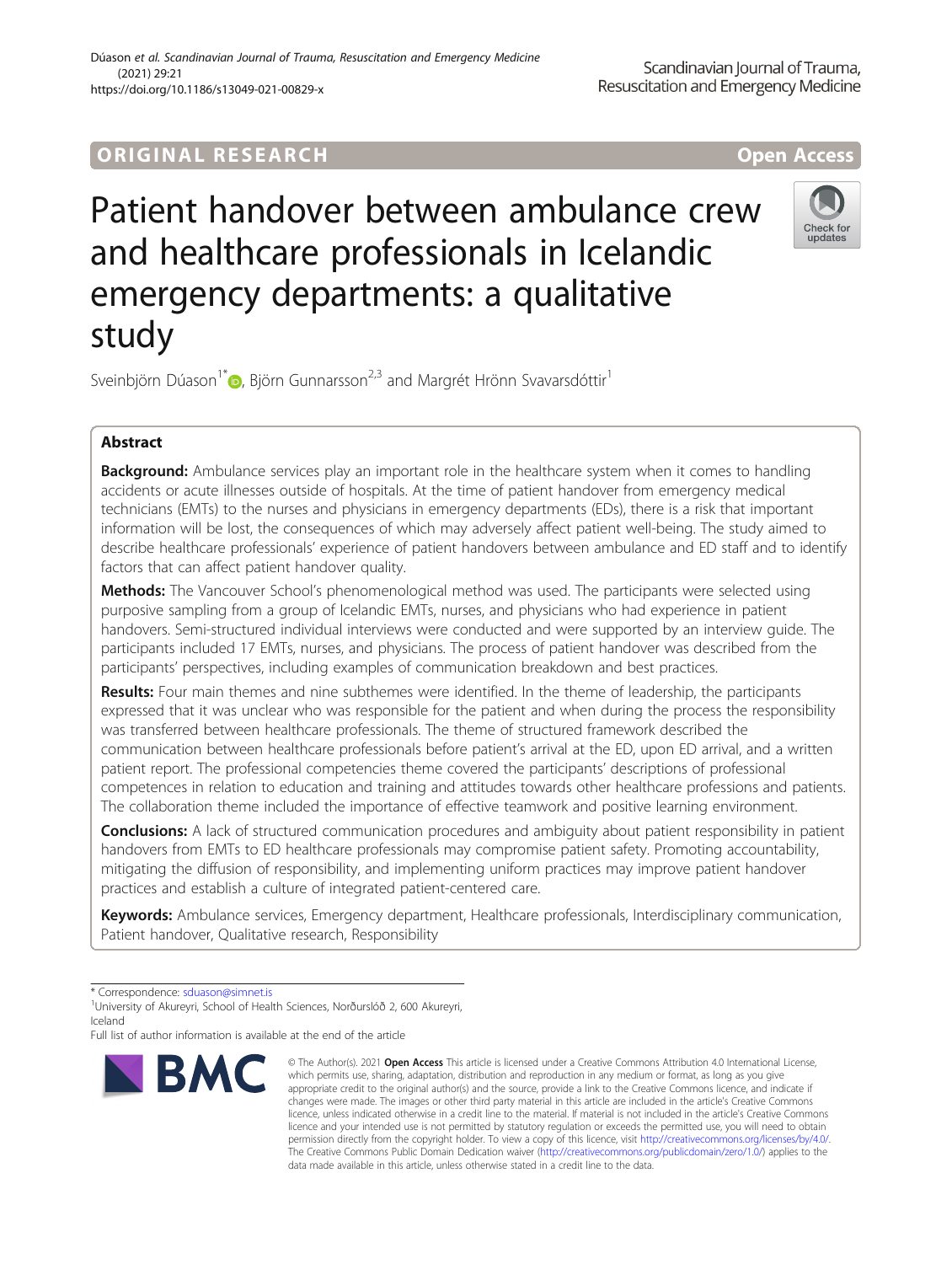ORIGINAL RESEARCH

Open Access

# Patient handover between ambulance crew and healthcare professionals in Icelandic emergency departments: a qualitative study

Sveinbjörn Dúason[1*], Björn Gunnarsson[2,3] and Margrét Hrönn Svavarsdóttir[1]

## Abstract

**Background:** Ambulance services play an important role in the healthcare system when it comes to handling accidents or acute illnesses outside of hospitals. At the time of patient handover from emergency medical technicians (EMTs) to the nurses and physicians in emergency departments (EDs), there is a risk that important information will be lost, the consequences of which may adversely affect patient well-being. The study aimed to describe healthcare professionals' experience of patient handovers between ambulance and ED staff and to identify factors that can affect patient handover quality.

**Methods:** The Vancouver School's phenomenological method was used. The participants were selected using purposive sampling from a group of Icelandic EMTs, nurses, and physicians who had experience in patient handovers. Semi-structured individual interviews were conducted and were supported by an interview guide. The participants included 17 EMTs, nurses, and physicians. The process of patient handover was described from the participants' perspectives, including examples of communication breakdown and best practices.

**Results:** Four main themes and nine subthemes were identified. In the theme of leadership, the participants expressed that it was unclear who was responsible for the patient and when during the process the responsibility was transferred between healthcare professionals. The theme of structured framework described the communication between healthcare professionals before patient's arrival at the ED, upon ED arrival, and a written patient report. The professional competencies theme covered the participants' descriptions of professional competences in relation to education and training and attitudes towards other healthcare professions and patients. The collaboration theme included the importance of effective teamwork and positive learning environment.

**Conclusions:** A lack of structured communication procedures and ambiguity about patient responsibility in patient handovers from EMTs to ED healthcare professionals may compromise patient safety. Promoting accountability, mitigating the diffusion of responsibility, and implementing uniform practices may improve patient handover practices and establish a culture of integrated patient-centered care.

**Keywords:** Ambulance services, Emergency department, Healthcare professionals, Interdisciplinary communication, Patient handover, Qualitative research, Responsibility

\* Correspondence: sduason@simnet.is

[1]University of Akureyri, School of Health Sciences, Norðurslóð 2, 600 Akureyri, Iceland

Full list of author information is available at the end of the article

© The Author(s). 2021 **Open Access** This article is licensed under a Creative Commons Attribution 4.0 International License, which permits use, sharing, adaptation, distribution and reproduction in any medium or format, as long as you give appropriate credit to the original author(s) and the source, provide a link to the Creative Commons licence, and indicate if changes were made. The images or other third party material in this article are included in the article's Creative Commons licence, unless indicated otherwise in a credit line to the material. If material is not included in the article's Creative Commons licence and your intended use is not permitted by statutory regulation or exceeds the permitted use, you will need to obtain permission directly from the copyright holder. To view a copy of this licence, visit http://creativecommons.org/licenses/by/4.0/. The Creative Commons Public Domain Dedication waiver (http://creativecommons.org/publicdomain/zero/1.0/) applies to the data made available in this article, unless otherwise stated in a credit line to the data.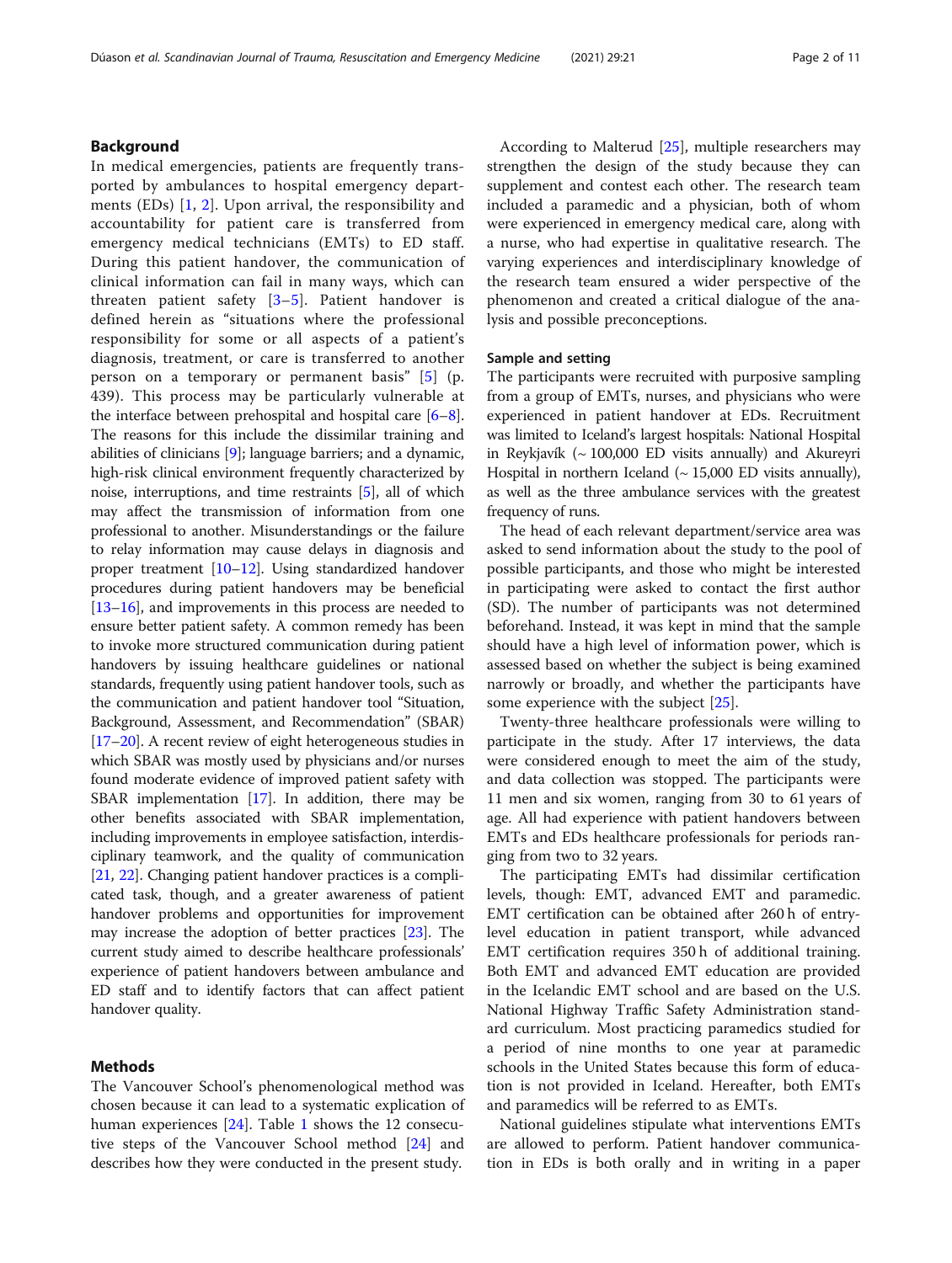## Background

In medical emergencies, patients are frequently transported by ambulances to hospital emergency departments (EDs) [1, 2]. Upon arrival, the responsibility and accountability for patient care is transferred from emergency medical technicians (EMTs) to ED staff. During this patient handover, the communication of clinical information can fail in many ways, which can threaten patient safety [3–5]. Patient handover is defined herein as "situations where the professional responsibility for some or all aspects of a patient's diagnosis, treatment, or care is transferred to another person on a temporary or permanent basis" [5] (p. 439). This process may be particularly vulnerable at the interface between prehospital and hospital care [6–8]. The reasons for this include the dissimilar training and abilities of clinicians [9]; language barriers; and a dynamic, high-risk clinical environment frequently characterized by noise, interruptions, and time restraints [5], all of which may affect the transmission of information from one professional to another. Misunderstandings or the failure to relay information may cause delays in diagnosis and proper treatment [10–12]. Using standardized handover procedures during patient handovers may be beneficial [13–16], and improvements in this process are needed to ensure better patient safety. A common remedy has been to invoke more structured communication during patient handovers by issuing healthcare guidelines or national standards, frequently using patient handover tools, such as the communication and patient handover tool "Situation, Background, Assessment, and Recommendation" (SBAR) [17–20]. A recent review of eight heterogeneous studies in which SBAR was mostly used by physicians and/or nurses found moderate evidence of improved patient safety with SBAR implementation [17]. In addition, there may be other benefits associated with SBAR implementation, including improvements in employee satisfaction, interdisciplinary teamwork, and the quality of communication [21, 22]. Changing patient handover practices is a complicated task, though, and a greater awareness of patient handover problems and opportunities for improvement may increase the adoption of better practices [23]. The current study aimed to describe healthcare professionals' experience of patient handovers between ambulance and ED staff and to identify factors that can affect patient handover quality.

## Methods

The Vancouver School's phenomenological method was chosen because it can lead to a systematic explication of human experiences [24]. Table 1 shows the 12 consecutive steps of the Vancouver School method [24] and describes how they were conducted in the present study.

According to Malterud [25], multiple researchers may strengthen the design of the study because they can supplement and contest each other. The research team included a paramedic and a physician, both of whom were experienced in emergency medical care, along with a nurse, who had expertise in qualitative research. The varying experiences and interdisciplinary knowledge of the research team ensured a wider perspective of the phenomenon and created a critical dialogue of the analysis and possible preconceptions.

### Sample and setting

The participants were recruited with purposive sampling from a group of EMTs, nurses, and physicians who were experienced in patient handover at EDs. Recruitment was limited to Iceland's largest hospitals: National Hospital in Reykjavík (~ 100,000 ED visits annually) and Akureyri Hospital in northern Iceland (~ 15,000 ED visits annually), as well as the three ambulance services with the greatest frequency of runs.

The head of each relevant department/service area was asked to send information about the study to the pool of possible participants, and those who might be interested in participating were asked to contact the first author (SD). The number of participants was not determined beforehand. Instead, it was kept in mind that the sample should have a high level of information power, which is assessed based on whether the subject is being examined narrowly or broadly, and whether the participants have some experience with the subject [25].

Twenty-three healthcare professionals were willing to participate in the study. After 17 interviews, the data were considered enough to meet the aim of the study, and data collection was stopped. The participants were 11 men and six women, ranging from 30 to 61 years of age. All had experience with patient handovers between EMTs and EDs healthcare professionals for periods ranging from two to 32 years.

The participating EMTs had dissimilar certification levels, though: EMT, advanced EMT and paramedic. EMT certification can be obtained after 260 h of entry-level education in patient transport, while advanced EMT certification requires 350 h of additional training. Both EMT and advanced EMT education are provided in the Icelandic EMT school and are based on the U.S. National Highway Traffic Safety Administration standard curriculum. Most practicing paramedics studied for a period of nine months to one year at paramedic schools in the United States because this form of education is not provided in Iceland. Hereafter, both EMTs and paramedics will be referred to as EMTs.

National guidelines stipulate what interventions EMTs are allowed to perform. Patient handover communication in EDs is both orally and in writing in a paper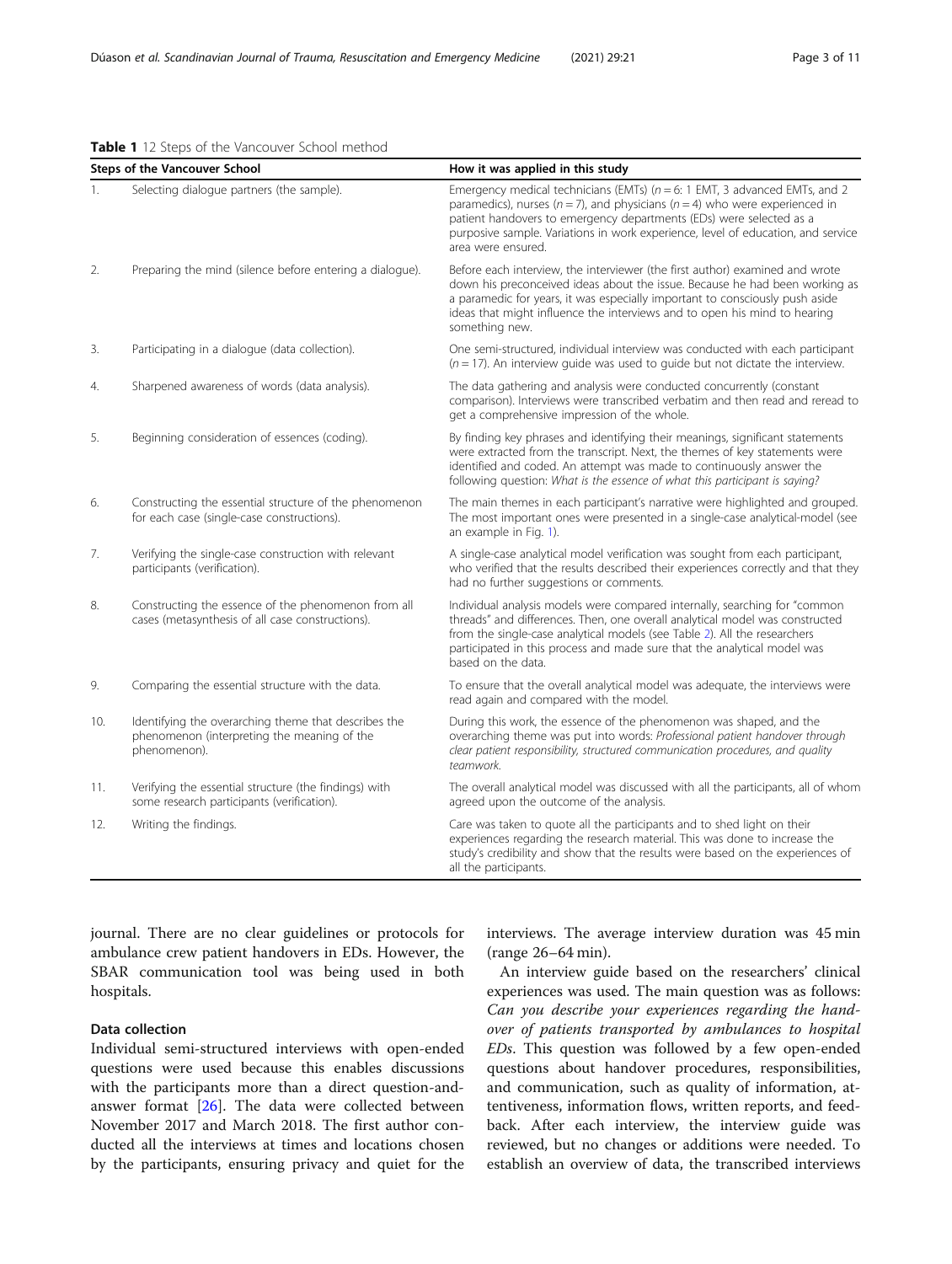**Table 1** 12 Steps of the Vancouver School method

| Steps of the Vancouver School | How it was applied in this study |
|---|---|
| 1. Selecting dialogue partners (the sample). | Emergency medical technicians (EMTs) ($n = 6$: 1 EMT, 3 advanced EMTs, and 2 paramedics), nurses ($n = 7$), and physicians ($n = 4$) who were experienced in patient handovers to emergency departments (EDs) were selected as a purposive sample. Variations in work experience, level of education, and service area were ensured. |
| 2. Preparing the mind (silence before entering a dialogue). | Before each interview, the interviewer (the first author) examined and wrote down his preconceived ideas about the issue. Because he had been working as a paramedic for years, it was especially important to consciously push aside ideas that might influence the interviews and to open his mind to hearing something new. |
| 3. Participating in a dialogue (data collection). | One semi-structured, individual interview was conducted with each participant ($n = 17$). An interview guide was used to guide but not dictate the interview. |
| 4. Sharpened awareness of words (data analysis). | The data gathering and analysis were conducted concurrently (constant comparison). Interviews were transcribed verbatim and then read and reread to get a comprehensive impression of the whole. |
| 5. Beginning consideration of essences (coding). | By finding key phrases and identifying their meanings, significant statements were extracted from the transcript. Next, the themes of key statements were identified and coded. An attempt was made to continuously answer the following question: *What is the essence of what this participant is saying?* |
| 6. Constructing the essential structure of the phenomenon for each case (single-case constructions). | The main themes in each participant's narrative were highlighted and grouped. The most important ones were presented in a single-case analytical-model (see an example in Fig. 1). |
| 7. Verifying the single-case construction with relevant participants (verification). | A single-case analytical model verification was sought from each participant, who verified that the results described their experiences correctly and that they had no further suggestions or comments. |
| 8. Constructing the essence of the phenomenon from all cases (metasynthesis of all case constructions). | Individual analysis models were compared internally, searching for "common threads" and differences. Then, one overall analytical model was constructed from the single-case analytical models (see Table 2). All the researchers participated in this process and made sure that the analytical model was based on the data. |
| 9. Comparing the essential structure with the data. | To ensure that the overall analytical model was adequate, the interviews were read again and compared with the model. |
| 10. Identifying the overarching theme that describes the phenomenon (interpreting the meaning of the phenomenon). | During this work, the essence of the phenomenon was shaped, and the overarching theme was put into words: *Professional patient handover through clear patient responsibility, structured communication procedures, and quality teamwork.* |
| 11. Verifying the essential structure (the findings) with some research participants (verification). | The overall analytical model was discussed with all the participants, all of whom agreed upon the outcome of the analysis. |
| 12. Writing the findings. | Care was taken to quote all the participants and to shed light on their experiences regarding the research material. This was done to increase the study's credibility and show that the results were based on the experiences of all the participants. |

journal. There are no clear guidelines or protocols for ambulance crew patient handovers in EDs. However, the SBAR communication tool was being used in both hospitals.

### Data collection

Individual semi-structured interviews with open-ended questions were used because this enables discussions with the participants more than a direct question-and-answer format [26]. The data were collected between November 2017 and March 2018. The first author conducted all the interviews at times and locations chosen by the participants, ensuring privacy and quiet for the interviews. The average interview duration was 45 min (range 26–64 min).

An interview guide based on the researchers' clinical experiences was used. The main question was as follows: *Can you describe your experiences regarding the handover of patients transported by ambulances to hospital EDs*. This question was followed by a few open-ended questions about handover procedures, responsibilities, and communication, such as quality of information, attentiveness, information flows, written reports, and feedback. After each interview, the interview guide was reviewed, but no changes or additions were needed. To establish an overview of data, the transcribed interviews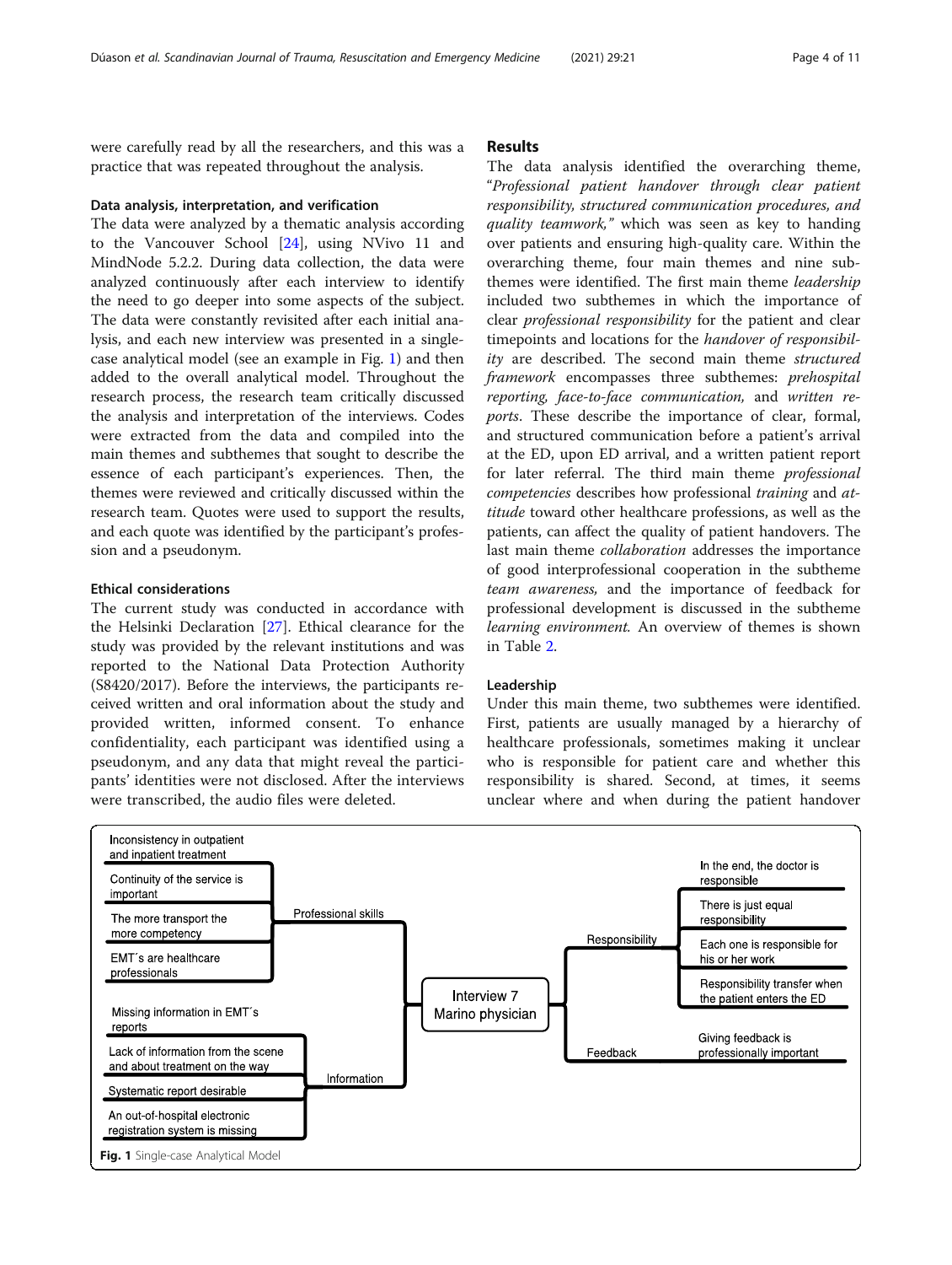were carefully read by all the researchers, and this was a practice that was repeated throughout the analysis.

### Data analysis, interpretation, and verification

The data were analyzed by a thematic analysis according to the Vancouver School [24], using NVivo 11 and MindNode 5.2.2. During data collection, the data were analyzed continuously after each interview to identify the need to go deeper into some aspects of the subject. The data were constantly revisited after each initial analysis, and each new interview was presented in a single-case analytical model (see an example in Fig. 1) and then added to the overall analytical model. Throughout the research process, the research team critically discussed the analysis and interpretation of the interviews. Codes were extracted from the data and compiled into the main themes and subthemes that sought to describe the essence of each participant's experiences. Then, the themes were reviewed and critically discussed within the research team. Quotes were used to support the results, and each quote was identified by the participant's profession and a pseudonym.

### Ethical considerations

The current study was conducted in accordance with the Helsinki Declaration [27]. Ethical clearance for the study was provided by the relevant institutions and was reported to the National Data Protection Authority (S8420/2017). Before the interviews, the participants received written and oral information about the study and provided written, informed consent. To enhance confidentiality, each participant was identified using a pseudonym, and any data that might reveal the participants' identities were not disclosed. After the interviews were transcribed, the audio files were deleted.

## Results

The data analysis identified the overarching theme, "*Professional patient handover through clear patient responsibility, structured communication procedures, and quality teamwork,*" which was seen as key to handing over patients and ensuring high-quality care. Within the overarching theme, four main themes and nine subthemes were identified. The first main theme *leadership* included two subthemes in which the importance of clear *professional responsibility* for the patient and clear timepoints and locations for the *handover of responsibility* are described. The second main theme *structured framework* encompasses three subthemes: *prehospital reporting, face-to-face communication,* and *written reports*. These describe the importance of clear, formal, and structured communication before a patient's arrival at the ED, upon ED arrival, and a written patient report for later referral. The third main theme *professional competencies* describes how professional *training* and *attitude* toward other healthcare professions, as well as the patients, can affect the quality of patient handovers. The last main theme *collaboration* addresses the importance of good interprofessional cooperation in the subtheme *team awareness,* and the importance of feedback for professional development is discussed in the subtheme *learning environment.* An overview of themes is shown in Table 2.

### Leadership

Under this main theme, two subthemes were identified. First, patients are usually managed by a hierarchy of healthcare professionals, sometimes making it unclear who is responsible for patient care and whether this responsibility is shared. Second, at times, it seems unclear where and when during the patient handover

Fig. 1 Single-case Analytical Model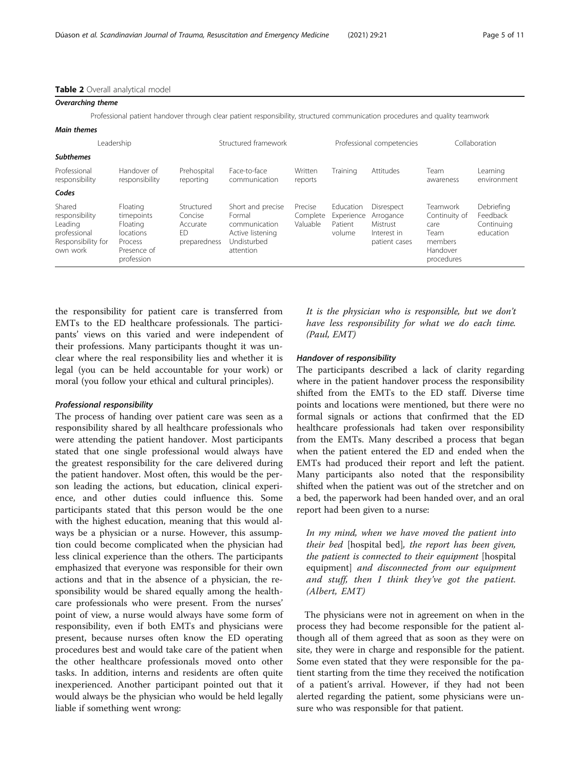**Table 2** Overall analytical model

| *Overarching theme* | | | | | | | | |
|---|---|---|---|---|---|---|---|---|
| Professional patient handover through clear patient responsibility, structured communication procedures and quality teamwork | | | | | | | | |
| ***Main themes*** | | | | | | | | |
| Leadership | | Structured framework | | | Professional competencies | | Collaboration | |
| ***Subthemes*** | | | | | | | | |
| Professional responsibility | Handover of responsibility | Prehospital reporting | Face-to-face communication | Written reports | Training | Attitudes | Team awareness | Learning environment |
| ***Codes*** | | | | | | | | |
| Shared responsibility Leading professional Responsibility for own work | Floating timepoints Floating locations Process Presence of profession | Structured Concise Accurate ED preparedness | Short and precise Formal communication Active listening Undisturbed attention | Precise Complete Valuable | Education Experience Patient volume | Disrespect Arrogance Mistrust Interest in patient cases | Teamwork Continuity of care Team members Handover procedures | Debriefing Feedback Continuing education |

the responsibility for patient care is transferred from EMTs to the ED healthcare professionals. The participants' views on this varied and were independent of their professions. Many participants thought it was unclear where the real responsibility lies and whether it is legal (you can be held accountable for your work) or moral (you follow your ethical and cultural principles).

#### *Professional responsibility*

The process of handing over patient care was seen as a responsibility shared by all healthcare professionals who were attending the patient handover. Most participants stated that one single professional would always have the greatest responsibility for the care delivered during the patient handover. Most often, this would be the person leading the actions, but education, clinical experience, and other duties could influence this. Some participants stated that this person would be the one with the highest education, meaning that this would always be a physician or a nurse. However, this assumption could become complicated when the physician had less clinical experience than the others. The participants emphasized that everyone was responsible for their own actions and that in the absence of a physician, the responsibility would be shared equally among the healthcare professionals who were present. From the nurses' point of view, a nurse would always have some form of responsibility, even if both EMTs and physicians were present, because nurses often know the ED operating procedures best and would take care of the patient when the other healthcare professionals moved onto other tasks. In addition, interns and residents are often quite inexperienced. Another participant pointed out that it would always be the physician who would be held legally liable if something went wrong:

> *It is the physician who is responsible, but we don't have less responsibility for what we do each time. (Paul, EMT)*

#### *Handover of responsibility*

The participants described a lack of clarity regarding where in the patient handover process the responsibility shifted from the EMTs to the ED staff. Diverse time points and locations were mentioned, but there were no formal signals or actions that confirmed that the ED healthcare professionals had taken over responsibility from the EMTs. Many described a process that began when the patient entered the ED and ended when the EMTs had produced their report and left the patient. Many participants also noted that the responsibility shifted when the patient was out of the stretcher and on a bed, the paperwork had been handed over, and an oral report had been given to a nurse:

> *In my mind, when we have moved the patient into their bed* [hospital bed]*, the report has been given, the patient is connected to their equipment* [hospital equipment] *and disconnected from our equipment and stuff, then I think they've got the patient. (Albert, EMT)*

The physicians were not in agreement on when in the process they had become responsible for the patient although all of them agreed that as soon as they were on site, they were in charge and responsible for the patient. Some even stated that they were responsible for the patient starting from the time they received the notification of a patient's arrival. However, if they had not been alerted regarding the patient, some physicians were unsure who was responsible for that patient.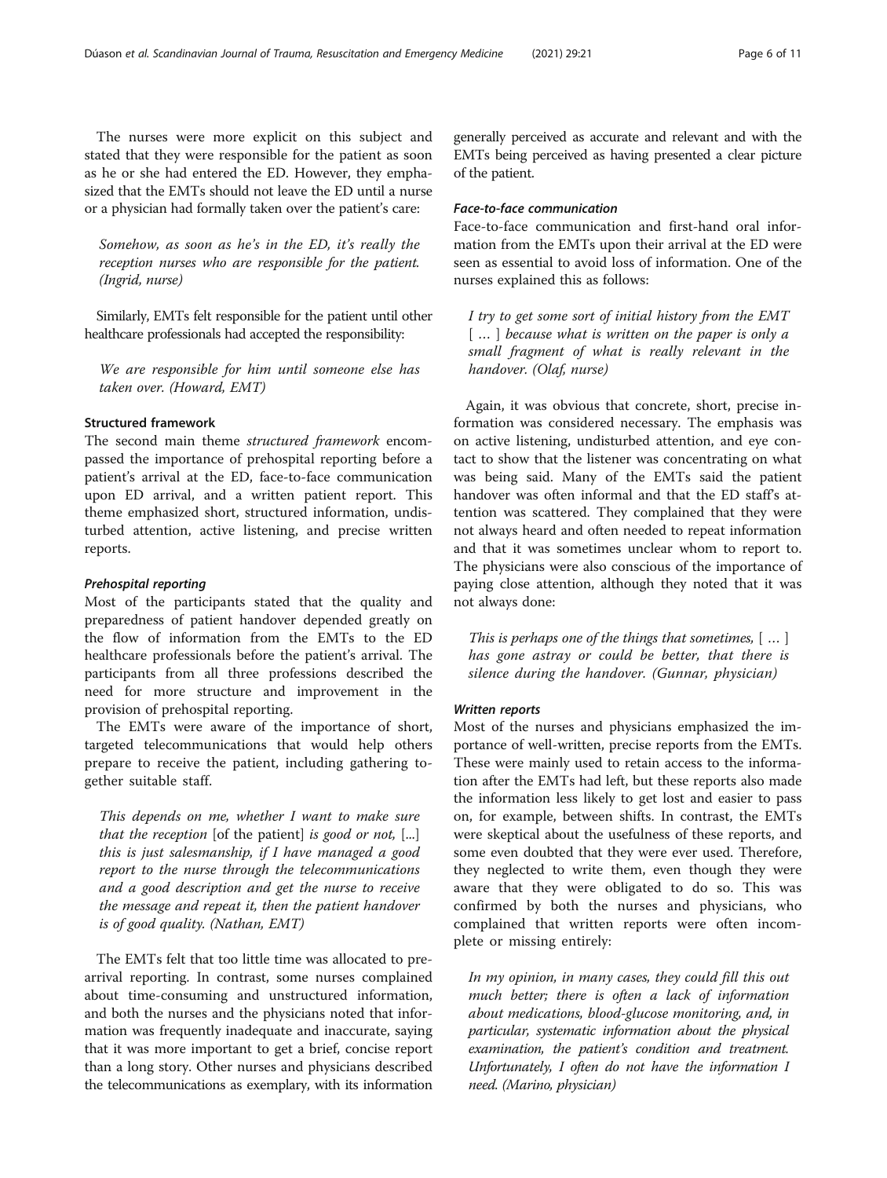The nurses were more explicit on this subject and stated that they were responsible for the patient as soon as he or she had entered the ED. However, they emphasized that the EMTs should not leave the ED until a nurse or a physician had formally taken over the patient's care:

> *Somehow, as soon as he's in the ED, it's really the reception nurses who are responsible for the patient. (Ingrid, nurse)*

Similarly, EMTs felt responsible for the patient until other healthcare professionals had accepted the responsibility:

> *We are responsible for him until someone else has taken over. (Howard, EMT)*

### Structured framework

The second main theme *structured framework* encompassed the importance of prehospital reporting before a patient's arrival at the ED, face-to-face communication upon ED arrival, and a written patient report. This theme emphasized short, structured information, undisturbed attention, active listening, and precise written reports.

#### *Prehospital reporting*

Most of the participants stated that the quality and preparedness of patient handover depended greatly on the flow of information from the EMTs to the ED healthcare professionals before the patient's arrival. The participants from all three professions described the need for more structure and improvement in the provision of prehospital reporting.

The EMTs were aware of the importance of short, targeted telecommunications that would help others prepare to receive the patient, including gathering together suitable staff.

> *This depends on me, whether I want to make sure that the reception* [of the patient] *is good or not,* [...] *this is just salesmanship, if I have managed a good report to the nurse through the telecommunications and a good description and get the nurse to receive the message and repeat it, then the patient handover is of good quality. (Nathan, EMT)*

The EMTs felt that too little time was allocated to prearrival reporting. In contrast, some nurses complained about time-consuming and unstructured information, and both the nurses and the physicians noted that information was frequently inadequate and inaccurate, saying that it was more important to get a brief, concise report than a long story. Other nurses and physicians described the telecommunications as exemplary, with its information generally perceived as accurate and relevant and with the EMTs being perceived as having presented a clear picture of the patient.

#### *Face-to-face communication*

Face-to-face communication and first-hand oral information from the EMTs upon their arrival at the ED were seen as essential to avoid loss of information. One of the nurses explained this as follows:

> *I try to get some sort of initial history from the EMT* [ … ] *because what is written on the paper is only a small fragment of what is really relevant in the handover. (Olaf, nurse)*

Again, it was obvious that concrete, short, precise information was considered necessary. The emphasis was on active listening, undisturbed attention, and eye contact to show that the listener was concentrating on what was being said. Many of the EMTs said the patient handover was often informal and that the ED staff's attention was scattered. They complained that they were not always heard and often needed to repeat information and that it was sometimes unclear whom to report to. The physicians were also conscious of the importance of paying close attention, although they noted that it was not always done:

> *This is perhaps one of the things that sometimes,* [ … ] *has gone astray or could be better, that there is silence during the handover. (Gunnar, physician)*

#### *Written reports*

Most of the nurses and physicians emphasized the importance of well-written, precise reports from the EMTs. These were mainly used to retain access to the information after the EMTs had left, but these reports also made the information less likely to get lost and easier to pass on, for example, between shifts. In contrast, the EMTs were skeptical about the usefulness of these reports, and some even doubted that they were ever used. Therefore, they neglected to write them, even though they were aware that they were obligated to do so. This was confirmed by both the nurses and physicians, who complained that written reports were often incomplete or missing entirely:

> *In my opinion, in many cases, they could fill this out much better; there is often a lack of information about medications, blood-glucose monitoring, and, in particular, systematic information about the physical examination, the patient's condition and treatment. Unfortunately, I often do not have the information I need. (Marino, physician)*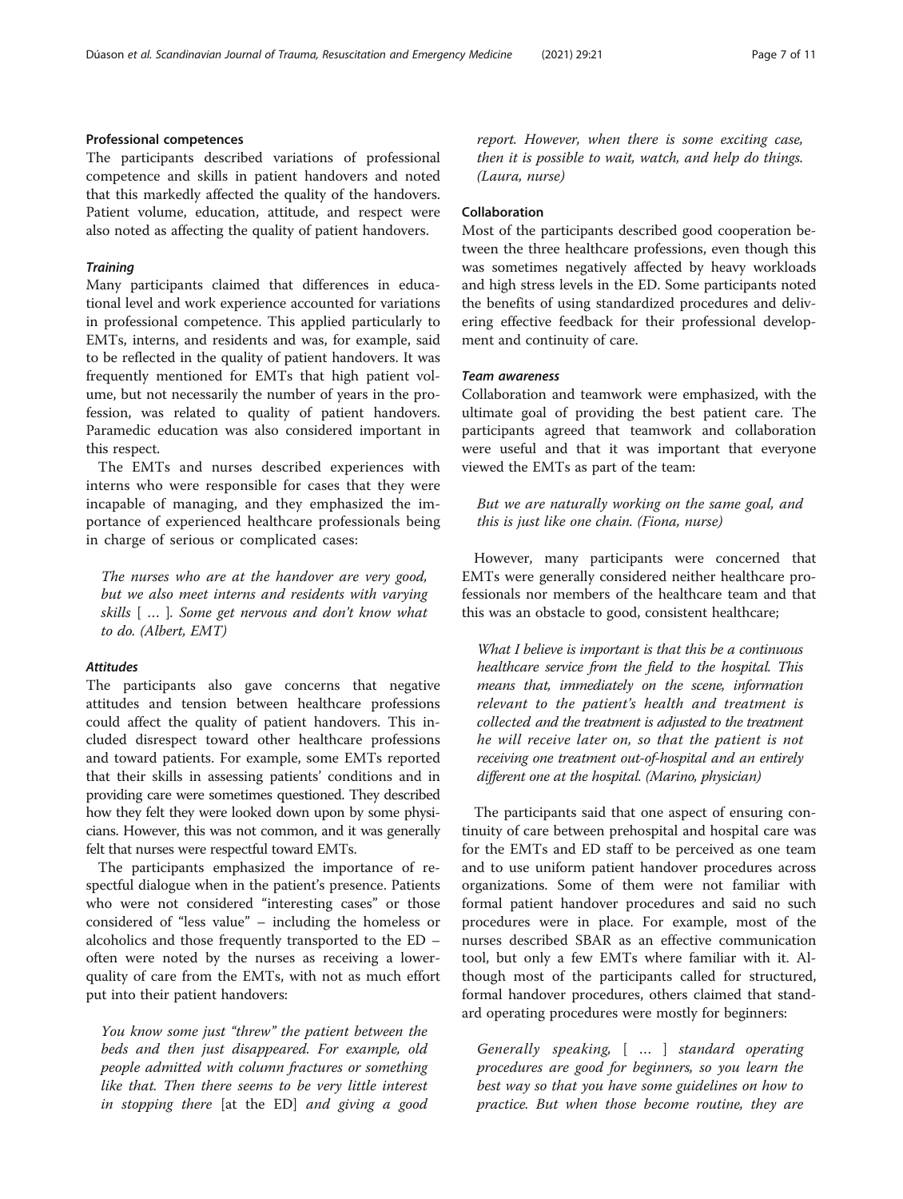### Professional competences

The participants described variations of professional competence and skills in patient handovers and noted that this markedly affected the quality of the handovers. Patient volume, education, attitude, and respect were also noted as affecting the quality of patient handovers.

#### *Training*

Many participants claimed that differences in educational level and work experience accounted for variations in professional competence. This applied particularly to EMTs, interns, and residents and was, for example, said to be reflected in the quality of patient handovers. It was frequently mentioned for EMTs that high patient volume, but not necessarily the number of years in the profession, was related to quality of patient handovers. Paramedic education was also considered important in this respect.

The EMTs and nurses described experiences with interns who were responsible for cases that they were incapable of managing, and they emphasized the importance of experienced healthcare professionals being in charge of serious or complicated cases:

> *The nurses who are at the handover are very good, but we also meet interns and residents with varying skills [ … ]. Some get nervous and don't know what to do. (Albert, EMT)*

#### *Attitudes*

The participants also gave concerns that negative attitudes and tension between healthcare professions could affect the quality of patient handovers. This included disrespect toward other healthcare professions and toward patients. For example, some EMTs reported that their skills in assessing patients' conditions and in providing care were sometimes questioned. They described how they felt they were looked down upon by some physicians. However, this was not common, and it was generally felt that nurses were respectful toward EMTs.

The participants emphasized the importance of respectful dialogue when in the patient's presence. Patients who were not considered "interesting cases" or those considered of "less value" – including the homeless or alcoholics and those frequently transported to the ED – often were noted by the nurses as receiving a lower-quality of care from the EMTs, with not as much effort put into their patient handovers:

> *You know some just "threw" the patient between the beds and then just disappeared. For example, old people admitted with column fractures or something like that. Then there seems to be very little interest in stopping there [at the ED] and giving a good report. However, when there is some exciting case, then it is possible to wait, watch, and help do things. (Laura, nurse)*

### Collaboration

Most of the participants described good cooperation between the three healthcare professions, even though this was sometimes negatively affected by heavy workloads and high stress levels in the ED. Some participants noted the benefits of using standardized procedures and delivering effective feedback for their professional development and continuity of care.

#### *Team awareness*

Collaboration and teamwork were emphasized, with the ultimate goal of providing the best patient care. The participants agreed that teamwork and collaboration were useful and that it was important that everyone viewed the EMTs as part of the team:

> *But we are naturally working on the same goal, and this is just like one chain. (Fiona, nurse)*

However, many participants were concerned that EMTs were generally considered neither healthcare professionals nor members of the healthcare team and that this was an obstacle to good, consistent healthcare;

> *What I believe is important is that this be a continuous healthcare service from the field to the hospital. This means that, immediately on the scene, information relevant to the patient's health and treatment is collected and the treatment is adjusted to the treatment he will receive later on, so that the patient is not receiving one treatment out-of-hospital and an entirely different one at the hospital. (Marino, physician)*

The participants said that one aspect of ensuring continuity of care between prehospital and hospital care was for the EMTs and ED staff to be perceived as one team and to use uniform patient handover procedures across organizations. Some of them were not familiar with formal patient handover procedures and said no such procedures were in place. For example, most of the nurses described SBAR as an effective communication tool, but only a few EMTs where familiar with it. Although most of the participants called for structured, formal handover procedures, others claimed that standard operating procedures were mostly for beginners:

> *Generally speaking, [ … ] standard operating procedures are good for beginners, so you learn the best way so that you have some guidelines on how to practice. But when those become routine, they are*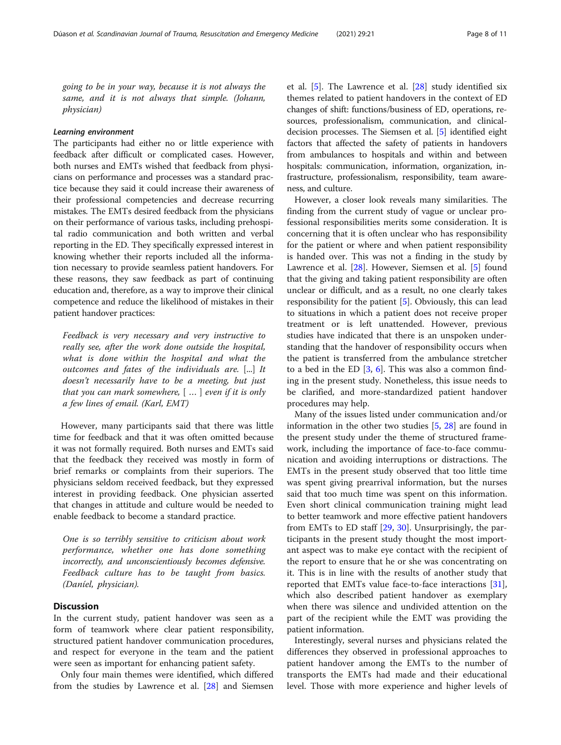*going to be in your way, because it is not always the same, and it is not always that simple. (Johann, physician)*

#### *Learning environment*

The participants had either no or little experience with feedback after difficult or complicated cases. However, both nurses and EMTs wished that feedback from physicians on performance and processes was a standard practice because they said it could increase their awareness of their professional competencies and decrease recurring mistakes. The EMTs desired feedback from the physicians on their performance of various tasks, including prehospital radio communication and both written and verbal reporting in the ED. They specifically expressed interest in knowing whether their reports included all the information necessary to provide seamless patient handovers. For these reasons, they saw feedback as part of continuing education and, therefore, as a way to improve their clinical competence and reduce the likelihood of mistakes in their patient handover practices:

> *Feedback is very necessary and very instructive to really see, after the work done outside the hospital, what is done within the hospital and what the outcomes and fates of the individuals are. [...] It doesn't necessarily have to be a meeting, but just that you can mark somewhere, [ … ] even if it is only a few lines of email. (Karl, EMT)*

However, many participants said that there was little time for feedback and that it was often omitted because it was not formally required. Both nurses and EMTs said that the feedback they received was mostly in form of brief remarks or complaints from their superiors. The physicians seldom received feedback, but they expressed interest in providing feedback. One physician asserted that changes in attitude and culture would be needed to enable feedback to become a standard practice.

> *One is so terribly sensitive to criticism about work performance, whether one has done something incorrectly, and unconscientiously becomes defensive. Feedback culture has to be taught from basics. (Daníel, physician).*

## Discussion

In the current study, patient handover was seen as a form of teamwork where clear patient responsibility, structured patient handover communication procedures, and respect for everyone in the team and the patient were seen as important for enhancing patient safety.

Only four main themes were identified, which differed from the studies by Lawrence et al. [28] and Siemsen et al. [5]. The Lawrence et al. [28] study identified six themes related to patient handovers in the context of ED changes of shift: functions/business of ED, operations, resources, professionalism, communication, and clinical-decision processes. The Siemsen et al. [5] identified eight factors that affected the safety of patients in handovers from ambulances to hospitals and within and between hospitals: communication, information, organization, infrastructure, professionalism, responsibility, team awareness, and culture.

However, a closer look reveals many similarities. The finding from the current study of vague or unclear professional responsibilities merits some consideration. It is concerning that it is often unclear who has responsibility for the patient or where and when patient responsibility is handed over. This was not a finding in the study by Lawrence et al. [28]. However, Siemsen et al. [5] found that the giving and taking patient responsibility are often unclear or difficult, and as a result, no one clearly takes responsibility for the patient [5]. Obviously, this can lead to situations in which a patient does not receive proper treatment or is left unattended. However, previous studies have indicated that there is an unspoken understanding that the handover of responsibility occurs when the patient is transferred from the ambulance stretcher to a bed in the ED [3, 6]. This was also a common finding in the present study. Nonetheless, this issue needs to be clarified, and more-standardized patient handover procedures may help.

Many of the issues listed under communication and/or information in the other two studies [5, 28] are found in the present study under the theme of structured framework, including the importance of face-to-face communication and avoiding interruptions or distractions. The EMTs in the present study observed that too little time was spent giving prearrival information, but the nurses said that too much time was spent on this information. Even short clinical communication training might lead to better teamwork and more effective patient handovers from EMTs to ED staff [29, 30]. Unsurprisingly, the participants in the present study thought the most important aspect was to make eye contact with the recipient of the report to ensure that he or she was concentrating on it. This is in line with the results of another study that reported that EMTs value face-to-face interactions [31], which also described patient handover as exemplary when there was silence and undivided attention on the part of the recipient while the EMT was providing the patient information.

Interestingly, several nurses and physicians related the differences they observed in professional approaches to patient handover among the EMTs to the number of transports the EMTs had made and their educational level. Those with more experience and higher levels of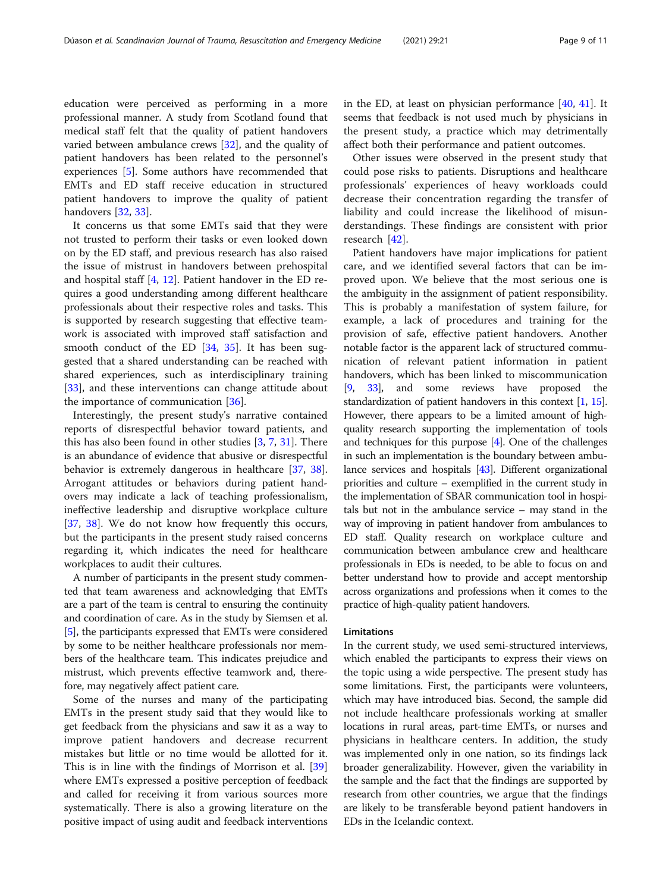education were perceived as performing in a more professional manner. A study from Scotland found that medical staff felt that the quality of patient handovers varied between ambulance crews [32], and the quality of patient handovers has been related to the personnel's experiences [5]. Some authors have recommended that EMTs and ED staff receive education in structured patient handovers to improve the quality of patient handovers [32, 33].

It concerns us that some EMTs said that they were not trusted to perform their tasks or even looked down on by the ED staff, and previous research has also raised the issue of mistrust in handovers between prehospital and hospital staff [4, 12]. Patient handover in the ED requires a good understanding among different healthcare professionals about their respective roles and tasks. This is supported by research suggesting that effective teamwork is associated with improved staff satisfaction and smooth conduct of the ED [34, 35]. It has been suggested that a shared understanding can be reached with shared experiences, such as interdisciplinary training [33], and these interventions can change attitude about the importance of communication [36].

Interestingly, the present study's narrative contained reports of disrespectful behavior toward patients, and this has also been found in other studies [3, 7, 31]. There is an abundance of evidence that abusive or disrespectful behavior is extremely dangerous in healthcare [37, 38]. Arrogant attitudes or behaviors during patient handovers may indicate a lack of teaching professionalism, ineffective leadership and disruptive workplace culture [37, 38]. We do not know how frequently this occurs, but the participants in the present study raised concerns regarding it, which indicates the need for healthcare workplaces to audit their cultures.

A number of participants in the present study commented that team awareness and acknowledging that EMTs are a part of the team is central to ensuring the continuity and coordination of care. As in the study by Siemsen et al. [5], the participants expressed that EMTs were considered by some to be neither healthcare professionals nor members of the healthcare team. This indicates prejudice and mistrust, which prevents effective teamwork and, therefore, may negatively affect patient care.

Some of the nurses and many of the participating EMTs in the present study said that they would like to get feedback from the physicians and saw it as a way to improve patient handovers and decrease recurrent mistakes but little or no time would be allotted for it. This is in line with the findings of Morrison et al. [39] where EMTs expressed a positive perception of feedback and called for receiving it from various sources more systematically. There is also a growing literature on the positive impact of using audit and feedback interventions in the ED, at least on physician performance [40, 41]. It seems that feedback is not used much by physicians in the present study, a practice which may detrimentally affect both their performance and patient outcomes.

Other issues were observed in the present study that could pose risks to patients. Disruptions and healthcare professionals' experiences of heavy workloads could decrease their concentration regarding the transfer of liability and could increase the likelihood of misunderstandings. These findings are consistent with prior research [42].

Patient handovers have major implications for patient care, and we identified several factors that can be improved upon. We believe that the most serious one is the ambiguity in the assignment of patient responsibility. This is probably a manifestation of system failure, for example, a lack of procedures and training for the provision of safe, effective patient handovers. Another notable factor is the apparent lack of structured communication of relevant patient information in patient handovers, which has been linked to miscommunication [9, 33], and some reviews have proposed the standardization of patient handovers in this context [1, 15]. However, there appears to be a limited amount of high-quality research supporting the implementation of tools and techniques for this purpose [4]. One of the challenges in such an implementation is the boundary between ambulance services and hospitals [43]. Different organizational priorities and culture – exemplified in the current study in the implementation of SBAR communication tool in hospitals but not in the ambulance service – may stand in the way of improving in patient handover from ambulances to ED staff. Quality research on workplace culture and communication between ambulance crew and healthcare professionals in EDs is needed, to be able to focus on and better understand how to provide and accept mentorship across organizations and professions when it comes to the practice of high-quality patient handovers.

## Limitations

In the current study, we used semi-structured interviews, which enabled the participants to express their views on the topic using a wide perspective. The present study has some limitations. First, the participants were volunteers, which may have introduced bias. Second, the sample did not include healthcare professionals working at smaller locations in rural areas, part-time EMTs, or nurses and physicians in healthcare centers. In addition, the study was implemented only in one nation, so its findings lack broader generalizability. However, given the variability in the sample and the fact that the findings are supported by research from other countries, we argue that the findings are likely to be transferable beyond patient handovers in EDs in the Icelandic context.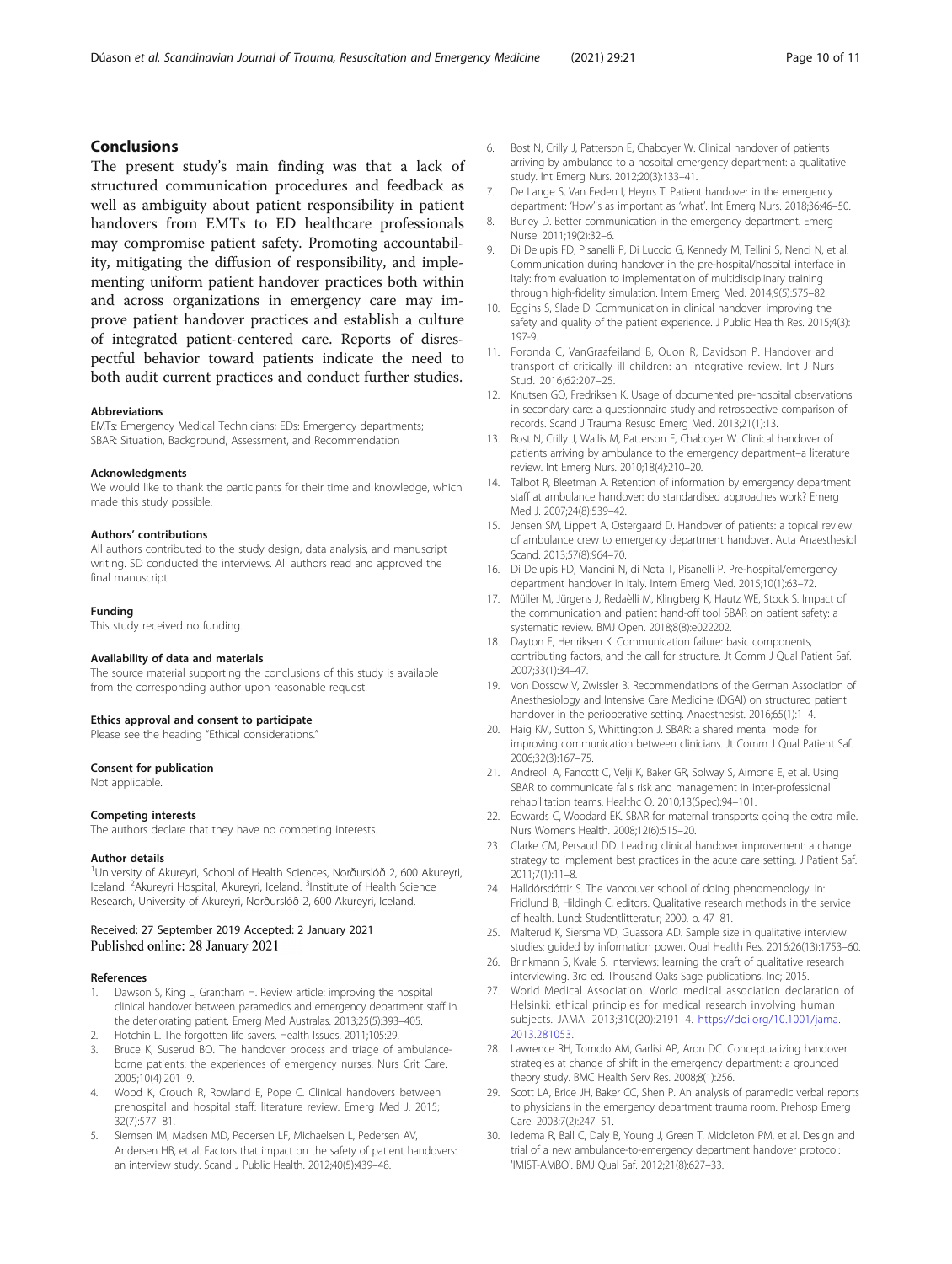## Conclusions

The present study's main finding was that a lack of structured communication procedures and feedback as well as ambiguity about patient responsibility in patient handovers from EMTs to ED healthcare professionals may compromise patient safety. Promoting accountability, mitigating the diffusion of responsibility, and implementing uniform patient handover practices both within and across organizations in emergency care may improve patient handover practices and establish a culture of integrated patient-centered care. Reports of disrespectful behavior toward patients indicate the need to both audit current practices and conduct further studies.

#### Abbreviations

EMTs: Emergency Medical Technicians; EDs: Emergency departments; SBAR: Situation, Background, Assessment, and Recommendation

#### Acknowledgments

We would like to thank the participants for their time and knowledge, which made this study possible.

#### Authors' contributions

All authors contributed to the study design, data analysis, and manuscript writing. SD conducted the interviews. All authors read and approved the final manuscript.

#### Funding

This study received no funding.

#### Availability of data and materials

The source material supporting the conclusions of this study is available from the corresponding author upon reasonable request.

#### Ethics approval and consent to participate

Please see the heading "Ethical considerations."

#### Consent for publication

Not applicable.

#### Competing interests

The authors declare that they have no competing interests.

#### Author details

[1]University of Akureyri, School of Health Sciences, Norðurslóð 2, 600 Akureyri, Iceland. [2]Akureyri Hospital, Akureyri, Iceland. [3]Institute of Health Science Research, University of Akureyri, Norðurslóð 2, 600 Akureyri, Iceland.

Received: 27 September 2019 Accepted: 2 January 2021
Published online: 28 January 2021

#### References

1. Dawson S, King L, Grantham H. Review article: improving the hospital clinical handover between paramedics and emergency department staff in the deteriorating patient. Emerg Med Australas. 2013;25(5):393–405.
2. Hotchin L. The forgotten life savers. Health Issues. 2011;105:29.
3. Bruce K, Suserud BO. The handover process and triage of ambulance-borne patients: the experiences of emergency nurses. Nurs Crit Care. 2005;10(4):201–9.
4. Wood K, Crouch R, Rowland E, Pope C. Clinical handovers between prehospital and hospital staff: literature review. Emerg Med J. 2015; 32(7):577–81.
5. Siemsen IM, Madsen MD, Pedersen LF, Michaelsen L, Pedersen AV, Andersen HB, et al. Factors that impact on the safety of patient handovers: an interview study. Scand J Public Health. 2012;40(5):439–48.
6. Bost N, Crilly J, Patterson E, Chaboyer W. Clinical handover of patients arriving by ambulance to a hospital emergency department: a qualitative study. Int Emerg Nurs. 2012;20(3):133–41.
7. De Lange S, Van Eeden I, Heyns T. Patient handover in the emergency department: 'How'is as important as 'what'. Int Emerg Nurs. 2018;36:46–50.
8. Burley D. Better communication in the emergency department. Emerg Nurse. 2011;19(2):32–6.
9. Di Delupis FD, Pisanelli P, Di Luccio G, Kennedy M, Tellini S, Nenci N, et al. Communication during handover in the pre-hospital/hospital interface in Italy: from evaluation to implementation of multidisciplinary training through high-fidelity simulation. Intern Emerg Med. 2014;9(5):575–82.
10. Eggins S, Slade D. Communication in clinical handover: improving the safety and quality of the patient experience. J Public Health Res. 2015;4(3): 197-9.
11. Foronda C, VanGraafeiland B, Quon R, Davidson P. Handover and transport of critically ill children: an integrative review. Int J Nurs Stud. 2016;62:207–25.
12. Knutsen GO, Fredriksen K. Usage of documented pre-hospital observations in secondary care: a questionnaire study and retrospective comparison of records. Scand J Trauma Resusc Emerg Med. 2013;21(1):13.
13. Bost N, Crilly J, Wallis M, Patterson E, Chaboyer W. Clinical handover of patients arriving by ambulance to the emergency department–a literature review. Int Emerg Nurs. 2010;18(4):210–20.
14. Talbot R, Bleetman A. Retention of information by emergency department staff at ambulance handover: do standardised approaches work? Emerg Med J. 2007;24(8):539–42.
15. Jensen SM, Lippert A, Ostergaard D. Handover of patients: a topical review of ambulance crew to emergency department handover. Acta Anaesthesiol Scand. 2013;57(8):964–70.
16. Di Delupis FD, Mancini N, di Nota T, Pisanelli P. Pre-hospital/emergency department handover in Italy. Intern Emerg Med. 2015;10(1):63–72.
17. Müller M, Jürgens J, Redaèlli M, Klingberg K, Hautz WE, Stock S. Impact of the communication and patient hand-off tool SBAR on patient safety: a systematic review. BMJ Open. 2018;8(8):e022202.
18. Dayton E, Henriksen K. Communication failure: basic components, contributing factors, and the call for structure. Jt Comm J Qual Patient Saf. 2007;33(1):34–47.
19. Von Dossow V, Zwissler B. Recommendations of the German Association of Anesthesiology and Intensive Care Medicine (DGAI) on structured patient handover in the perioperative setting. Anaesthesist. 2016;65(1):1–4.
20. Haig KM, Sutton S, Whittington J. SBAR: a shared mental model for improving communication between clinicians. Jt Comm J Qual Patient Saf. 2006;32(3):167–75.
21. Andreoli A, Fancott C, Velji K, Baker GR, Solway S, Aimone E, et al. Using SBAR to communicate falls risk and management in inter-professional rehabilitation teams. Healthc Q. 2010;13(Spec):94–101.
22. Edwards C, Woodard EK. SBAR for maternal transports: going the extra mile. Nurs Womens Health. 2008;12(6):515–20.
23. Clarke CM, Persaud DD. Leading clinical handover improvement: a change strategy to implement best practices in the acute care setting. J Patient Saf. 2011;7(1):11–8.
24. Halldórsdóttir S. The Vancouver school of doing phenomenology. In: Fridlund B, Hildingh C, editors. Qualitative research methods in the service of health. Lund: Studentlitteratur; 2000. p. 47–81.
25. Malterud K, Siersma VD, Guassora AD. Sample size in qualitative interview studies: guided by information power. Qual Health Res. 2016;26(13):1753–60.
26. Brinkmann S, Kvale S. Interviews: learning the craft of qualitative research interviewing. 3rd ed. Thousand Oaks Sage publications, Inc; 2015.
27. World Medical Association. World medical association declaration of Helsinki: ethical principles for medical research involving human subjects. JAMA. 2013;310(20):2191–4. https://doi.org/10.1001/jama.2013.281053.
28. Lawrence RH, Tomolo AM, Garlisi AP, Aron DC. Conceptualizing handover strategies at change of shift in the emergency department: a grounded theory study. BMC Health Serv Res. 2008;8(1):256.
29. Scott LA, Brice JH, Baker CC, Shen P. An analysis of paramedic verbal reports to physicians in the emergency department trauma room. Prehosp Emerg Care. 2003;7(2):247–51.
30. Iedema R, Ball C, Daly B, Young J, Green T, Middleton PM, et al. Design and trial of a new ambulance-to-emergency department handover protocol: 'IMIST-AMBO'. BMJ Qual Saf. 2012;21(8):627–33.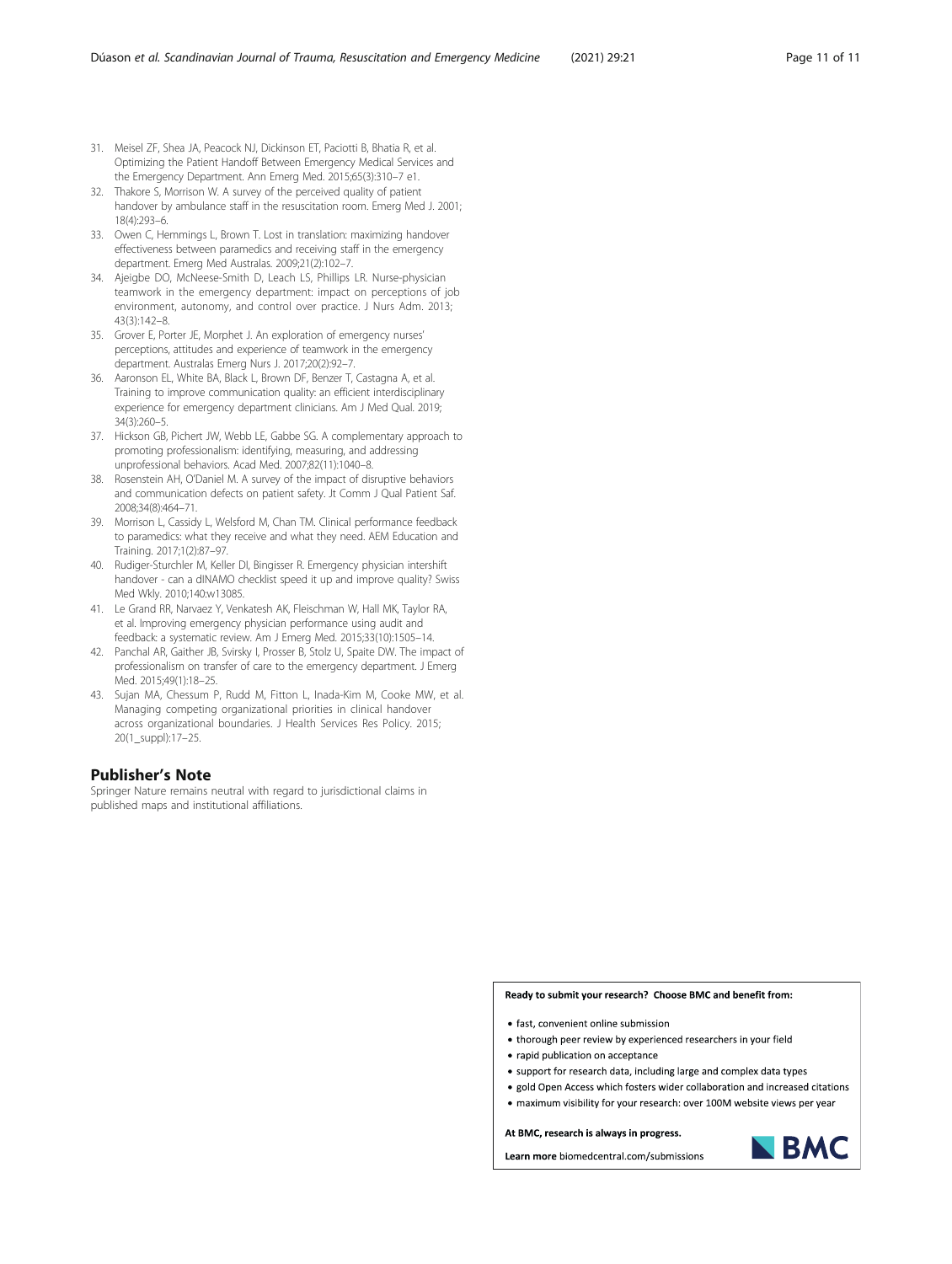31. Meisel ZF, Shea JA, Peacock NJ, Dickinson ET, Paciotti B, Bhatia R, et al. Optimizing the Patient Handoff Between Emergency Medical Services and the Emergency Department. Ann Emerg Med. 2015;65(3):310–7 e1.
32. Thakore S, Morrison W. A survey of the perceived quality of patient handover by ambulance staff in the resuscitation room. Emerg Med J. 2001; 18(4):293–6.
33. Owen C, Hemmings L, Brown T. Lost in translation: maximizing handover effectiveness between paramedics and receiving staff in the emergency department. Emerg Med Australas. 2009;21(2):102–7.
34. Ajeigbe DO, McNeese-Smith D, Leach LS, Phillips LR. Nurse-physician teamwork in the emergency department: impact on perceptions of job environment, autonomy, and control over practice. J Nurs Adm. 2013; 43(3):142–8.
35. Grover E, Porter JE, Morphet J. An exploration of emergency nurses' perceptions, attitudes and experience of teamwork in the emergency department. Australas Emerg Nurs J. 2017;20(2):92–7.
36. Aaronson EL, White BA, Black L, Brown DF, Benzer T, Castagna A, et al. Training to improve communication quality: an efficient interdisciplinary experience for emergency department clinicians. Am J Med Qual. 2019; 34(3):260–5.
37. Hickson GB, Pichert JW, Webb LE, Gabbe SG. A complementary approach to promoting professionalism: identifying, measuring, and addressing unprofessional behaviors. Acad Med. 2007;82(11):1040–8.
38. Rosenstein AH, O'Daniel M. A survey of the impact of disruptive behaviors and communication defects on patient safety. Jt Comm J Qual Patient Saf. 2008;34(8):464–71.
39. Morrison L, Cassidy L, Welsford M, Chan TM. Clinical performance feedback to paramedics: what they receive and what they need. AEM Education and Training. 2017;1(2):87–97.
40. Rudiger-Sturchler M, Keller DI, Bingisser R. Emergency physician intershift handover - can a dINAMO checklist speed it up and improve quality? Swiss Med Wkly. 2010;140:w13085.
41. Le Grand RR, Narvaez Y, Venkatesh AK, Fleischman W, Hall MK, Taylor RA, et al. Improving emergency physician performance using audit and feedback: a systematic review. Am J Emerg Med. 2015;33(10):1505–14.
42. Panchal AR, Gaither JB, Svirsky I, Prosser B, Stolz U, Spaite DW. The impact of professionalism on transfer of care to the emergency department. J Emerg Med. 2015;49(1):18–25.
43. Sujan MA, Chessum P, Rudd M, Fitton L, Inada-Kim M, Cooke MW, et al. Managing competing organizational priorities in clinical handover across organizational boundaries. J Health Services Res Policy. 2015; 20(1_suppl):17–25.

## Publisher's Note

Springer Nature remains neutral with regard to jurisdictional claims in published maps and institutional affiliations.

**Ready to submit your research? Choose BMC and benefit from:**

- fast, convenient online submission
- thorough peer review by experienced researchers in your field
- rapid publication on acceptance
- support for research data, including large and complex data types
- gold Open Access which fosters wider collaboration and increased citations
- maximum visibility for your research: over 100M website views per year

**At BMC, research is always in progress.**

**Learn more** biomedcentral.com/submissions

BMC